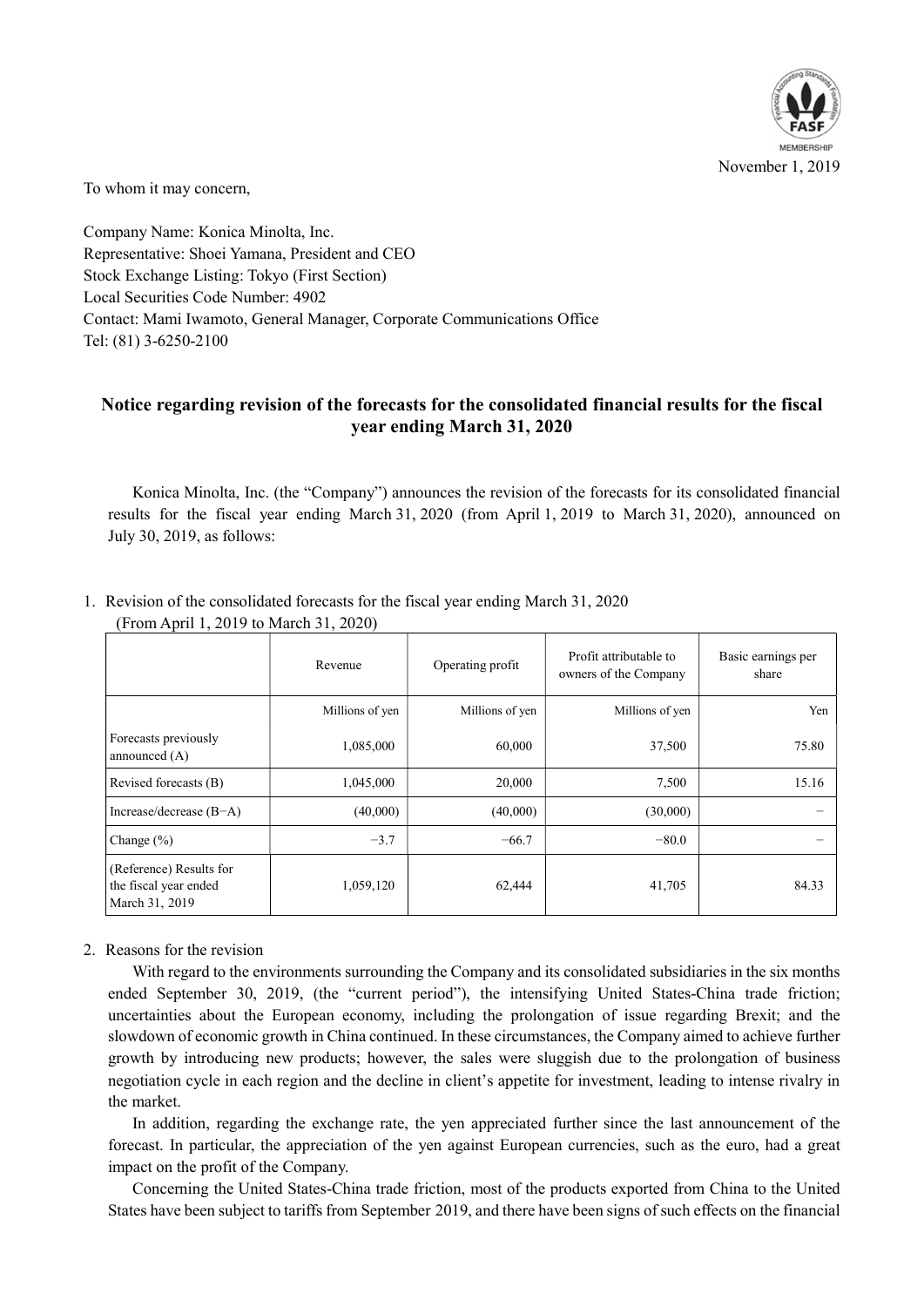November 1, 2019

To whom it may concern,

Company Name: Konica Minolta, Inc.
Representative: Shoei Yamana, President and CEO
Stock Exchange Listing: Tokyo (First Section)
Local Securities Code Number: 4902
Contact: Mami Iwamoto, General Manager, Corporate Communications Office
Tel: (81) 3-6250-2100

## Notice regarding revision of the forecasts for the consolidated financial results for the fiscal year ending March 31, 2020

Konica Minolta, Inc. (the "Company") announces the revision of the forecasts for its consolidated financial results for the fiscal year ending March 31, 2020 (from April 1, 2019 to March 31, 2020), announced on July 30, 2019, as follows:

1. Revision of the consolidated forecasts for the fiscal year ending March 31, 2020
   (From April 1, 2019 to March 31, 2020)

| | Revenue | Operating profit | Profit attributable to owners of the Company | Basic earnings per share |
|---|---|---|---|---|
| | Millions of yen | Millions of yen | Millions of yen | Yen |
| Forecasts previously announced (A) | 1,085,000 | 60,000 | 37,500 | 75.80 |
| Revised forecasts (B) | 1,045,000 | 20,000 | 7,500 | 15.16 |
| Increase/decrease (B−A) | (40,000) | (40,000) | (30,000) | − |
| Change (%) | −3.7 | −66.7 | −80.0 | − |
| (Reference) Results for the fiscal year ended March 31, 2019 | 1,059,120 | 62,444 | 41,705 | 84.33 |

2. Reasons for the revision

With regard to the environments surrounding the Company and its consolidated subsidiaries in the six months ended September 30, 2019, (the "current period"), the intensifying United States-China trade friction; uncertainties about the European economy, including the prolongation of issue regarding Brexit; and the slowdown of economic growth in China continued. In these circumstances, the Company aimed to achieve further growth by introducing new products; however, the sales were sluggish due to the prolongation of business negotiation cycle in each region and the decline in client's appetite for investment, leading to intense rivalry in the market.

In addition, regarding the exchange rate, the yen appreciated further since the last announcement of the forecast. In particular, the appreciation of the yen against European currencies, such as the euro, had a great impact on the profit of the Company.

Concerning the United States-China trade friction, most of the products exported from China to the United States have been subject to tariffs from September 2019, and there have been signs of such effects on the financial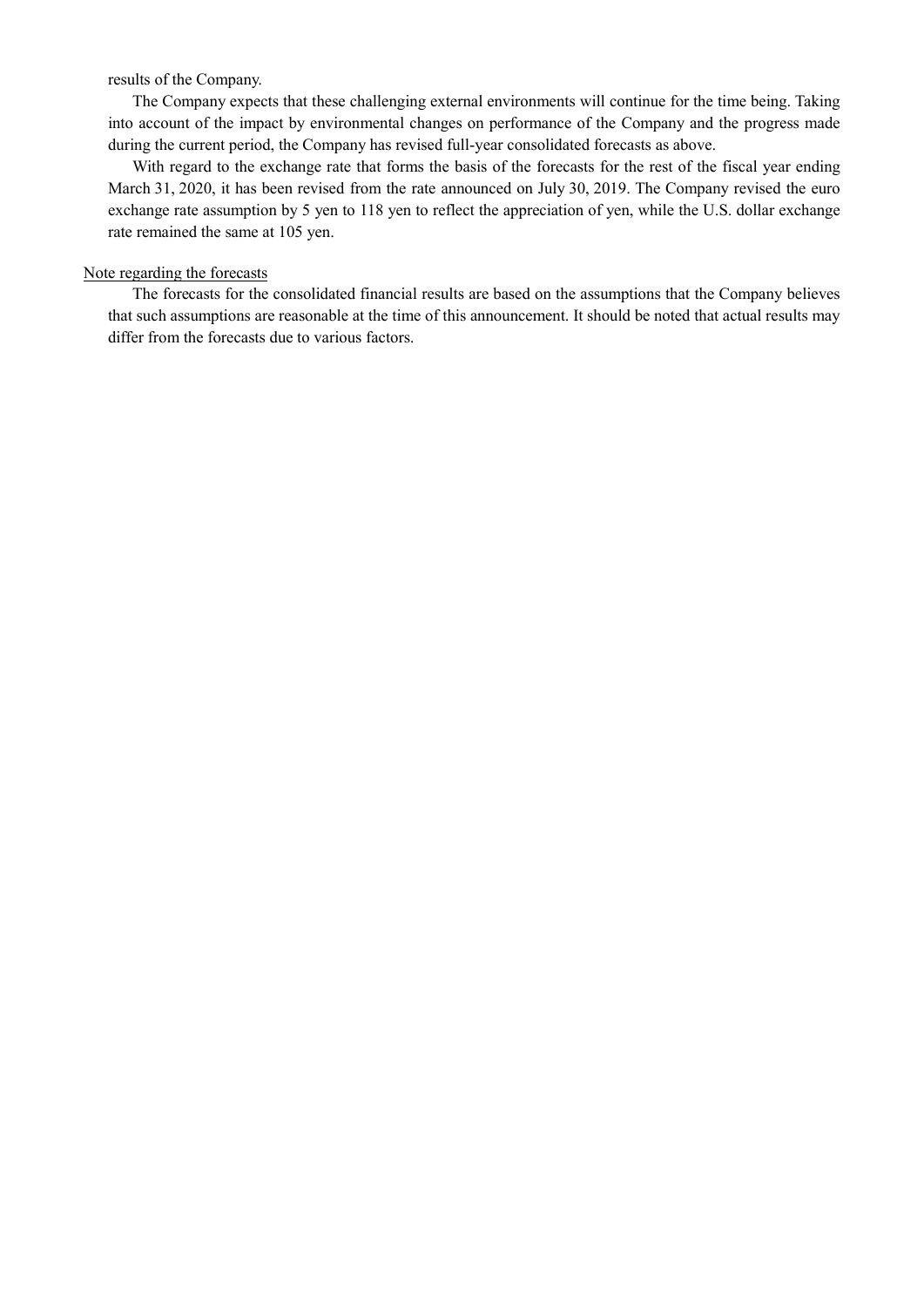results of the Company.

The Company expects that these challenging external environments will continue for the time being. Taking into account of the impact by environmental changes on performance of the Company and the progress made during the current period, the Company has revised full-year consolidated forecasts as above.

With regard to the exchange rate that forms the basis of the forecasts for the rest of the fiscal year ending March 31, 2020, it has been revised from the rate announced on July 30, 2019. The Company revised the euro exchange rate assumption by 5 yen to 118 yen to reflect the appreciation of yen, while the U.S. dollar exchange rate remained the same at 105 yen.

Note regarding the forecasts

The forecasts for the consolidated financial results are based on the assumptions that the Company believes that such assumptions are reasonable at the time of this announcement. It should be noted that actual results may differ from the forecasts due to various factors.